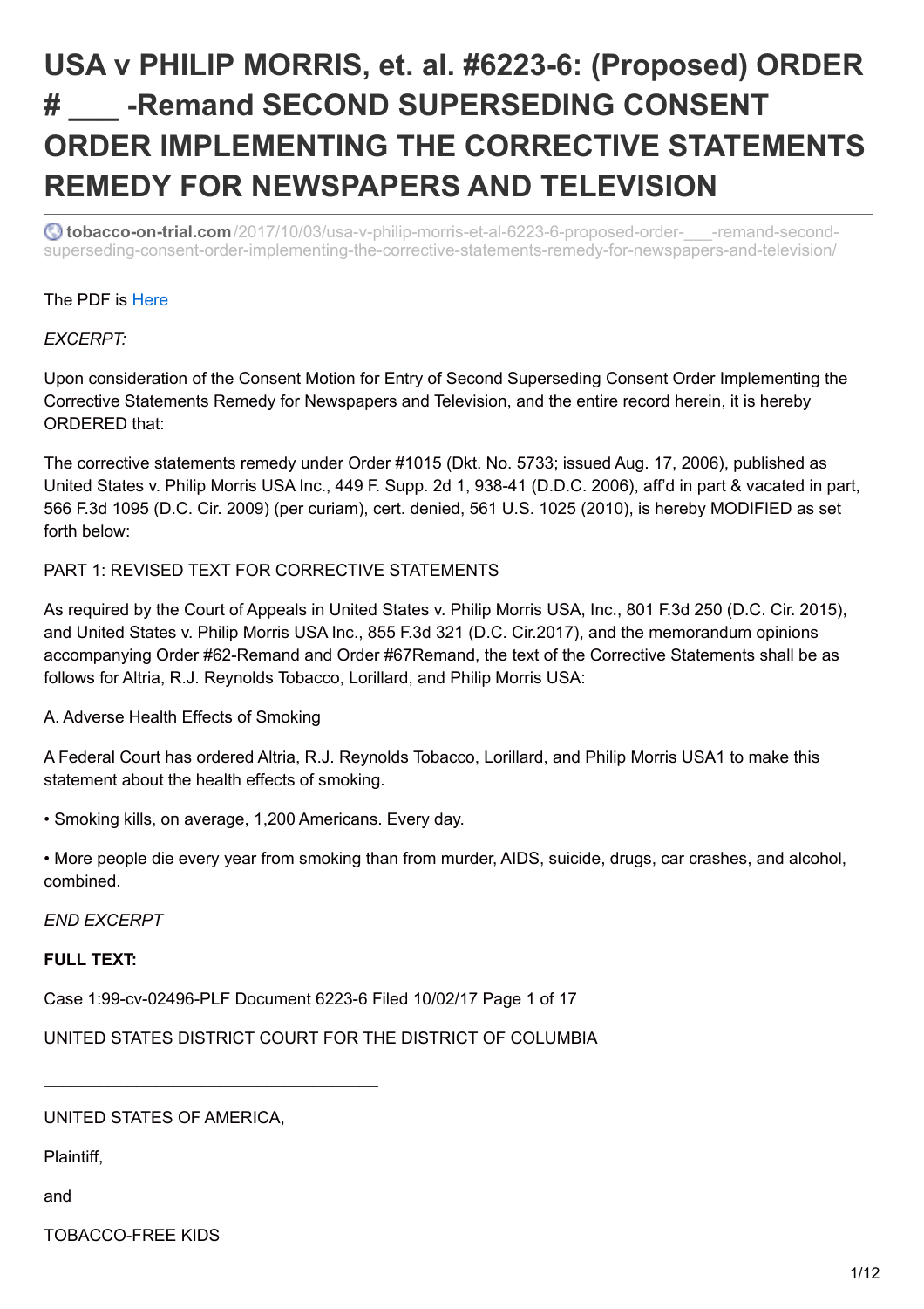# USA v PHILIP MORRIS, et. al. #6223-6: (Proposed) ORDER # ___ -Remand SECOND SUPERSEDING CONSENT ORDER IMPLEMENTING THE CORRECTIVE STATEMENTS REMEDY FOR NEWSPAPERS AND TELEVISION

tobacco-on-trial.com/2017/10/03/usa-v-philip-morris-et-al-6223-6-proposed-order-___-remand-second-superseding-consent-order-implementing-the-corrective-statements-remedy-for-newspapers-and-television/

The PDF is Here

*EXCERPT:*

Upon consideration of the Consent Motion for Entry of Second Superseding Consent Order Implementing the Corrective Statements Remedy for Newspapers and Television, and the entire record herein, it is hereby ORDERED that:

The corrective statements remedy under Order #1015 (Dkt. No. 5733; issued Aug. 17, 2006), published as United States v. Philip Morris USA Inc., 449 F. Supp. 2d 1, 938-41 (D.D.C. 2006), aff'd in part & vacated in part, 566 F.3d 1095 (D.C. Cir. 2009) (per curiam), cert. denied, 561 U.S. 1025 (2010), is hereby MODIFIED as set forth below:

PART 1: REVISED TEXT FOR CORRECTIVE STATEMENTS

As required by the Court of Appeals in United States v. Philip Morris USA, Inc., 801 F.3d 250 (D.C. Cir. 2015), and United States v. Philip Morris USA Inc., 855 F.3d 321 (D.C. Cir.2017), and the memorandum opinions accompanying Order #62-Remand and Order #67Remand, the text of the Corrective Statements shall be as follows for Altria, R.J. Reynolds Tobacco, Lorillard, and Philip Morris USA:

A. Adverse Health Effects of Smoking

A Federal Court has ordered Altria, R.J. Reynolds Tobacco, Lorillard, and Philip Morris USA1 to make this statement about the health effects of smoking.

- Smoking kills, on average, 1,200 Americans. Every day.
- More people die every year from smoking than from murder, AIDS, suicide, drugs, car crashes, and alcohol, combined.

*END EXCERPT*

**FULL TEXT:**

Case 1:99-cv-02496-PLF Document 6223-6 Filed 10/02/17 Page 1 of 17

UNITED STATES DISTRICT COURT FOR THE DISTRICT OF COLUMBIA

___________________________________

UNITED STATES OF AMERICA,

Plaintiff,

and

TOBACCO-FREE KIDS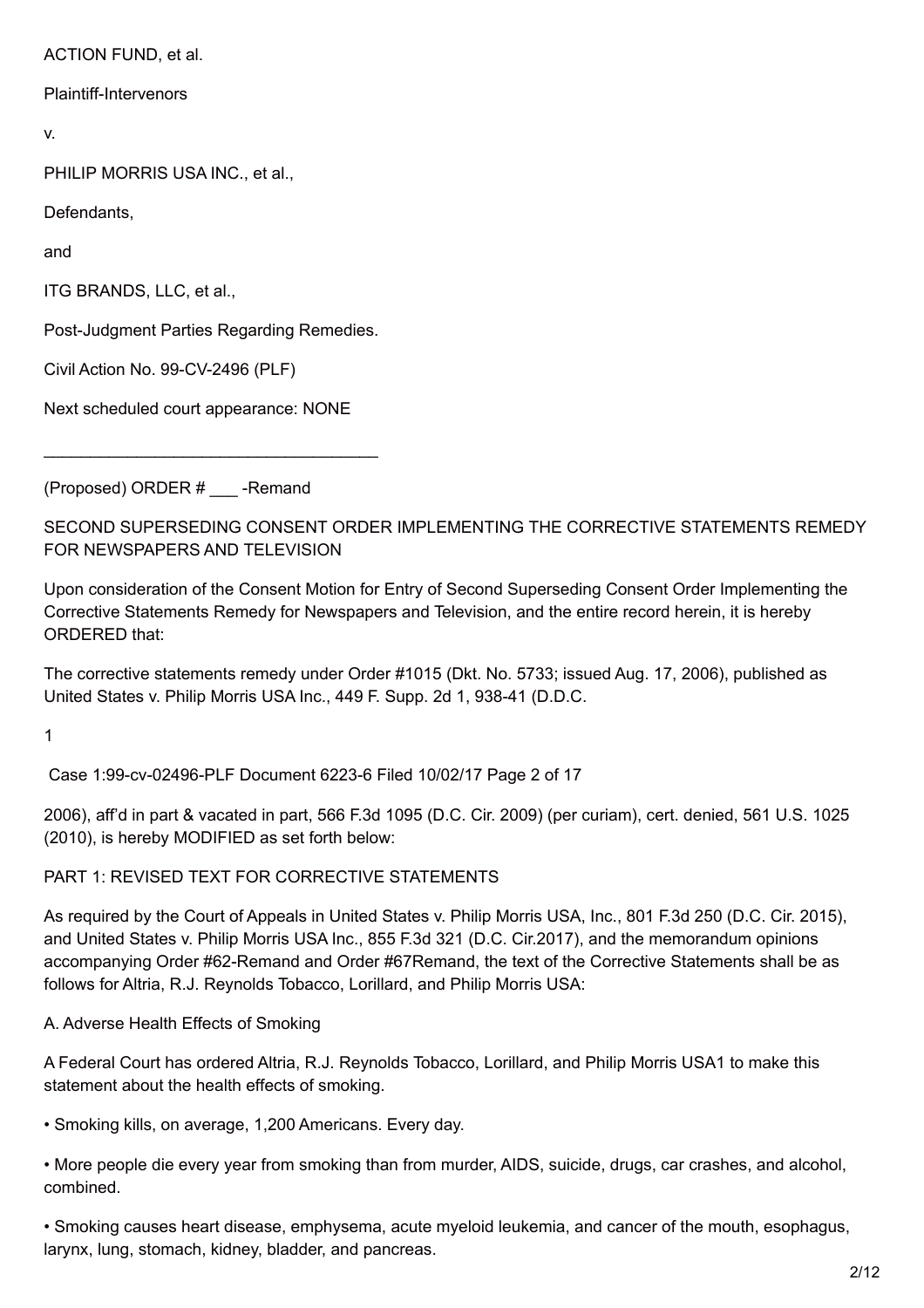ACTION FUND, et al.

Plaintiff-Intervenors

v.

PHILIP MORRIS USA INC., et al.,

Defendants,

and

ITG BRANDS, LLC, et al.,

Post-Judgment Parties Regarding Remedies.

Civil Action No. 99-CV-2496 (PLF)

Next scheduled court appearance: NONE

___________________________________

(Proposed) ORDER # ___ -Remand

SECOND SUPERSEDING CONSENT ORDER IMPLEMENTING THE CORRECTIVE STATEMENTS REMEDY FOR NEWSPAPERS AND TELEVISION

Upon consideration of the Consent Motion for Entry of Second Superseding Consent Order Implementing the Corrective Statements Remedy for Newspapers and Television, and the entire record herein, it is hereby ORDERED that:

The corrective statements remedy under Order #1015 (Dkt. No. 5733; issued Aug. 17, 2006), published as United States v. Philip Morris USA Inc., 449 F. Supp. 2d 1, 938-41 (D.D.C.

1

Case 1:99-cv-02496-PLF Document 6223-6 Filed 10/02/17 Page 2 of 17

2006), aff'd in part & vacated in part, 566 F.3d 1095 (D.C. Cir. 2009) (per curiam), cert. denied, 561 U.S. 1025 (2010), is hereby MODIFIED as set forth below:

PART 1: REVISED TEXT FOR CORRECTIVE STATEMENTS

As required by the Court of Appeals in United States v. Philip Morris USA, Inc., 801 F.3d 250 (D.C. Cir. 2015), and United States v. Philip Morris USA Inc., 855 F.3d 321 (D.C. Cir.2017), and the memorandum opinions accompanying Order #62-Remand and Order #67Remand, the text of the Corrective Statements shall be as follows for Altria, R.J. Reynolds Tobacco, Lorillard, and Philip Morris USA:

A. Adverse Health Effects of Smoking

A Federal Court has ordered Altria, R.J. Reynolds Tobacco, Lorillard, and Philip Morris USA[1] to make this statement about the health effects of smoking.

- Smoking kills, on average, 1,200 Americans. Every day.
- More people die every year from smoking than from murder, AIDS, suicide, drugs, car crashes, and alcohol, combined.
- Smoking causes heart disease, emphysema, acute myeloid leukemia, and cancer of the mouth, esophagus, larynx, lung, stomach, kidney, bladder, and pancreas.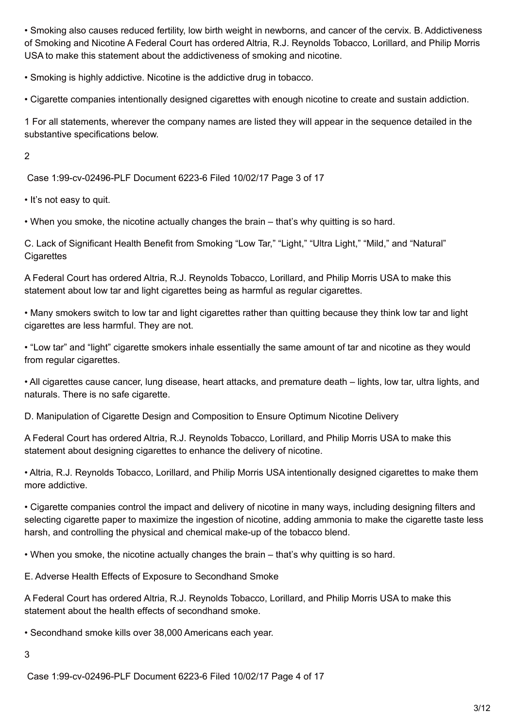• Smoking also causes reduced fertility, low birth weight in newborns, and cancer of the cervix. B. Addictiveness of Smoking and Nicotine A Federal Court has ordered Altria, R.J. Reynolds Tobacco, Lorillard, and Philip Morris USA to make this statement about the addictiveness of smoking and nicotine.

• Smoking is highly addictive. Nicotine is the addictive drug in tobacco.

• Cigarette companies intentionally designed cigarettes with enough nicotine to create and sustain addiction.

1 For all statements, wherever the company names are listed they will appear in the sequence detailed in the substantive specifications below.

• It's not easy to quit.

• When you smoke, the nicotine actually changes the brain – that's why quitting is so hard.

C. Lack of Significant Health Benefit from Smoking "Low Tar," "Light," "Ultra Light," "Mild," and "Natural" Cigarettes

A Federal Court has ordered Altria, R.J. Reynolds Tobacco, Lorillard, and Philip Morris USA to make this statement about low tar and light cigarettes being as harmful as regular cigarettes.

• Many smokers switch to low tar and light cigarettes rather than quitting because they think low tar and light cigarettes are less harmful. They are not.

• "Low tar" and "light" cigarette smokers inhale essentially the same amount of tar and nicotine as they would from regular cigarettes.

• All cigarettes cause cancer, lung disease, heart attacks, and premature death – lights, low tar, ultra lights, and naturals. There is no safe cigarette.

D. Manipulation of Cigarette Design and Composition to Ensure Optimum Nicotine Delivery

A Federal Court has ordered Altria, R.J. Reynolds Tobacco, Lorillard, and Philip Morris USA to make this statement about designing cigarettes to enhance the delivery of nicotine.

• Altria, R.J. Reynolds Tobacco, Lorillard, and Philip Morris USA intentionally designed cigarettes to make them more addictive.

• Cigarette companies control the impact and delivery of nicotine in many ways, including designing filters and selecting cigarette paper to maximize the ingestion of nicotine, adding ammonia to make the cigarette taste less harsh, and controlling the physical and chemical make-up of the tobacco blend.

• When you smoke, the nicotine actually changes the brain – that's why quitting is so hard.

E. Adverse Health Effects of Exposure to Secondhand Smoke

A Federal Court has ordered Altria, R.J. Reynolds Tobacco, Lorillard, and Philip Morris USA to make this statement about the health effects of secondhand smoke.

• Secondhand smoke kills over 38,000 Americans each year.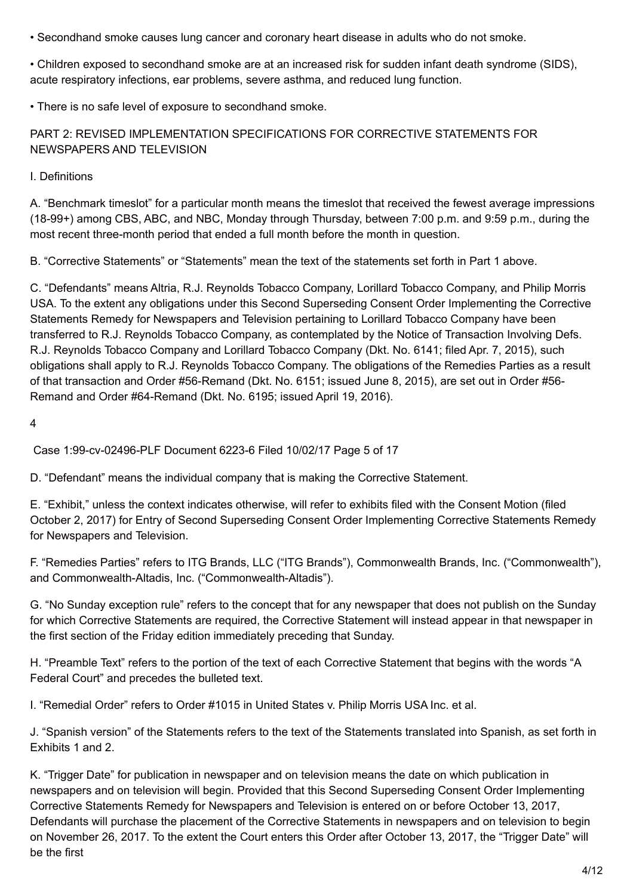• Secondhand smoke causes lung cancer and coronary heart disease in adults who do not smoke.

• Children exposed to secondhand smoke are at an increased risk for sudden infant death syndrome (SIDS), acute respiratory infections, ear problems, severe asthma, and reduced lung function.

• There is no safe level of exposure to secondhand smoke.

PART 2: REVISED IMPLEMENTATION SPECIFICATIONS FOR CORRECTIVE STATEMENTS FOR NEWSPAPERS AND TELEVISION

I. Definitions

A. "Benchmark timeslot" for a particular month means the timeslot that received the fewest average impressions (18-99+) among CBS, ABC, and NBC, Monday through Thursday, between 7:00 p.m. and 9:59 p.m., during the most recent three-month period that ended a full month before the month in question.

B. "Corrective Statements" or "Statements" mean the text of the statements set forth in Part 1 above.

C. "Defendants" means Altria, R.J. Reynolds Tobacco Company, Lorillard Tobacco Company, and Philip Morris USA. To the extent any obligations under this Second Superseding Consent Order Implementing the Corrective Statements Remedy for Newspapers and Television pertaining to Lorillard Tobacco Company have been transferred to R.J. Reynolds Tobacco Company, as contemplated by the Notice of Transaction Involving Defs. R.J. Reynolds Tobacco Company and Lorillard Tobacco Company (Dkt. No. 6141; filed Apr. 7, 2015), such obligations shall apply to R.J. Reynolds Tobacco Company. The obligations of the Remedies Parties as a result of that transaction and Order #56-Remand (Dkt. No. 6151; issued June 8, 2015), are set out in Order #56-Remand and Order #64-Remand (Dkt. No. 6195; issued April 19, 2016).

D. "Defendant" means the individual company that is making the Corrective Statement.

E. "Exhibit," unless the context indicates otherwise, will refer to exhibits filed with the Consent Motion (filed October 2, 2017) for Entry of Second Superseding Consent Order Implementing Corrective Statements Remedy for Newspapers and Television.

F. "Remedies Parties" refers to ITG Brands, LLC ("ITG Brands"), Commonwealth Brands, Inc. ("Commonwealth"), and Commonwealth-Altadis, Inc. ("Commonwealth-Altadis").

G. "No Sunday exception rule" refers to the concept that for any newspaper that does not publish on the Sunday for which Corrective Statements are required, the Corrective Statement will instead appear in that newspaper in the first section of the Friday edition immediately preceding that Sunday.

H. "Preamble Text" refers to the portion of the text of each Corrective Statement that begins with the words "A Federal Court" and precedes the bulleted text.

I. "Remedial Order" refers to Order #1015 in United States v. Philip Morris USA Inc. et al.

J. "Spanish version" of the Statements refers to the text of the Statements translated into Spanish, as set forth in Exhibits 1 and 2.

K. "Trigger Date" for publication in newspaper and on television means the date on which publication in newspapers and on television will begin. Provided that this Second Superseding Consent Order Implementing Corrective Statements Remedy for Newspapers and Television is entered on or before October 13, 2017, Defendants will purchase the placement of the Corrective Statements in newspapers and on television to begin on November 26, 2017. To the extent the Court enters this Order after October 13, 2017, the "Trigger Date" will be the first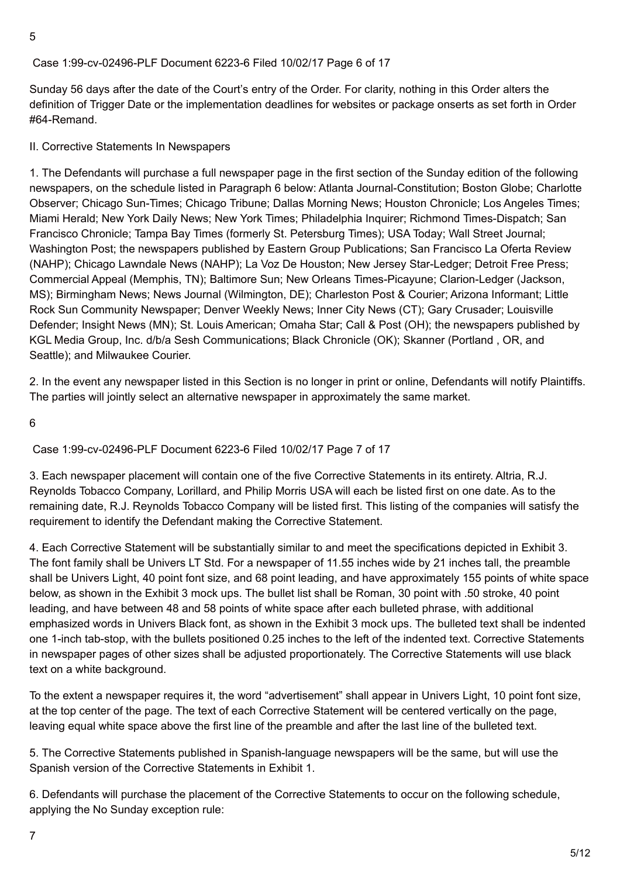Sunday 56 days after the date of the Court's entry of the Order. For clarity, nothing in this Order alters the definition of Trigger Date or the implementation deadlines for websites or package onserts as set forth in Order #64-Remand.

## II. Corrective Statements In Newspapers

1. The Defendants will purchase a full newspaper page in the first section of the Sunday edition of the following newspapers, on the schedule listed in Paragraph 6 below: Atlanta Journal-Constitution; Boston Globe; Charlotte Observer; Chicago Sun-Times; Chicago Tribune; Dallas Morning News; Houston Chronicle; Los Angeles Times; Miami Herald; New York Daily News; New York Times; Philadelphia Inquirer; Richmond Times-Dispatch; San Francisco Chronicle; Tampa Bay Times (formerly St. Petersburg Times); USA Today; Wall Street Journal; Washington Post; the newspapers published by Eastern Group Publications; San Francisco La Oferta Review (NAHP); Chicago Lawndale News (NAHP); La Voz De Houston; New Jersey Star-Ledger; Detroit Free Press; Commercial Appeal (Memphis, TN); Baltimore Sun; New Orleans Times-Picayune; Clarion-Ledger (Jackson, MS); Birmingham News; News Journal (Wilmington, DE); Charleston Post & Courier; Arizona Informant; Little Rock Sun Community Newspaper; Denver Weekly News; Inner City News (CT); Gary Crusader; Louisville Defender; Insight News (MN); St. Louis American; Omaha Star; Call & Post (OH); the newspapers published by KGL Media Group, Inc. d/b/a Sesh Communications; Black Chronicle (OK); Skanner (Portland , OR, and Seattle); and Milwaukee Courier.

2. In the event any newspaper listed in this Section is no longer in print or online, Defendants will notify Plaintiffs. The parties will jointly select an alternative newspaper in approximately the same market.

3. Each newspaper placement will contain one of the five Corrective Statements in its entirety. Altria, R.J. Reynolds Tobacco Company, Lorillard, and Philip Morris USA will each be listed first on one date. As to the remaining date, R.J. Reynolds Tobacco Company will be listed first. This listing of the companies will satisfy the requirement to identify the Defendant making the Corrective Statement.

4. Each Corrective Statement will be substantially similar to and meet the specifications depicted in Exhibit 3. The font family shall be Univers LT Std. For a newspaper of 11.55 inches wide by 21 inches tall, the preamble shall be Univers Light, 40 point font size, and 68 point leading, and have approximately 155 points of white space below, as shown in the Exhibit 3 mock ups. The bullet list shall be Roman, 30 point with .50 stroke, 40 point leading, and have between 48 and 58 points of white space after each bulleted phrase, with additional emphasized words in Univers Black font, as shown in the Exhibit 3 mock ups. The bulleted text shall be indented one 1-inch tab-stop, with the bullets positioned 0.25 inches to the left of the indented text. Corrective Statements in newspaper pages of other sizes shall be adjusted proportionately. The Corrective Statements will use black text on a white background.

To the extent a newspaper requires it, the word "advertisement" shall appear in Univers Light, 10 point font size, at the top center of the page. The text of each Corrective Statement will be centered vertically on the page, leaving equal white space above the first line of the preamble and after the last line of the bulleted text.

5. The Corrective Statements published in Spanish-language newspapers will be the same, but will use the Spanish version of the Corrective Statements in Exhibit 1.

6. Defendants will purchase the placement of the Corrective Statements to occur on the following schedule, applying the No Sunday exception rule: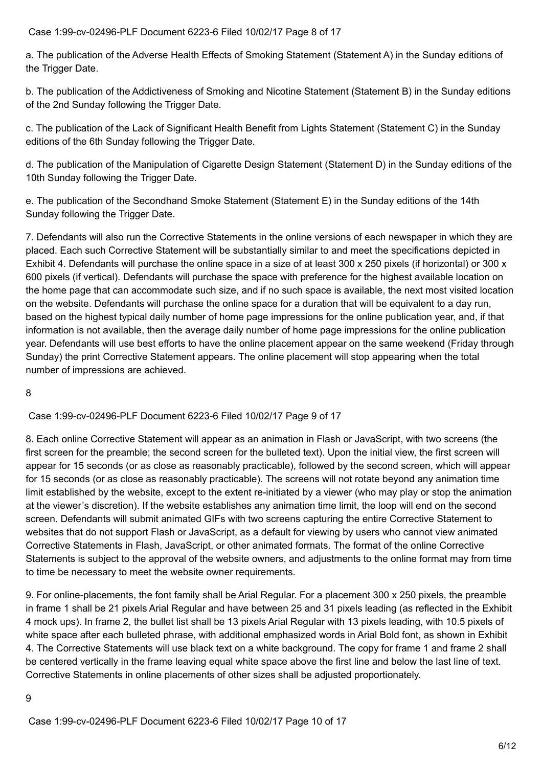a. The publication of the Adverse Health Effects of Smoking Statement (Statement A) in the Sunday editions of the Trigger Date.

b. The publication of the Addictiveness of Smoking and Nicotine Statement (Statement B) in the Sunday editions of the 2nd Sunday following the Trigger Date.

c. The publication of the Lack of Significant Health Benefit from Lights Statement (Statement C) in the Sunday editions of the 6th Sunday following the Trigger Date.

d. The publication of the Manipulation of Cigarette Design Statement (Statement D) in the Sunday editions of the 10th Sunday following the Trigger Date.

e. The publication of the Secondhand Smoke Statement (Statement E) in the Sunday editions of the 14th Sunday following the Trigger Date.

7. Defendants will also run the Corrective Statements in the online versions of each newspaper in which they are placed. Each such Corrective Statement will be substantially similar to and meet the specifications depicted in Exhibit 4. Defendants will purchase the online space in a size of at least 300 x 250 pixels (if horizontal) or 300 x 600 pixels (if vertical). Defendants will purchase the space with preference for the highest available location on the home page that can accommodate such size, and if no such space is available, the next most visited location on the website. Defendants will purchase the online space for a duration that will be equivalent to a day run, based on the highest typical daily number of home page impressions for the online publication year, and, if that information is not available, then the average daily number of home page impressions for the online publication year. Defendants will use best efforts to have the online placement appear on the same weekend (Friday through Sunday) the print Corrective Statement appears. The online placement will stop appearing when the total number of impressions are achieved.

8. Each online Corrective Statement will appear as an animation in Flash or JavaScript, with two screens (the first screen for the preamble; the second screen for the bulleted text). Upon the initial view, the first screen will appear for 15 seconds (or as close as reasonably practicable), followed by the second screen, which will appear for 15 seconds (or as close as reasonably practicable). The screens will not rotate beyond any animation time limit established by the website, except to the extent re-initiated by a viewer (who may play or stop the animation at the viewer's discretion). If the website establishes any animation time limit, the loop will end on the second screen. Defendants will submit animated GIFs with two screens capturing the entire Corrective Statement to websites that do not support Flash or JavaScript, as a default for viewing by users who cannot view animated Corrective Statements in Flash, JavaScript, or other animated formats. The format of the online Corrective Statements is subject to the approval of the website owners, and adjustments to the online format may from time to time be necessary to meet the website owner requirements.

9. For online-placements, the font family shall be Arial Regular. For a placement 300 x 250 pixels, the preamble in frame 1 shall be 21 pixels Arial Regular and have between 25 and 31 pixels leading (as reflected in the Exhibit 4 mock ups). In frame 2, the bullet list shall be 13 pixels Arial Regular with 13 pixels leading, with 10.5 pixels of white space after each bulleted phrase, with additional emphasized words in Arial Bold font, as shown in Exhibit 4. The Corrective Statements will use black text on a white background. The copy for frame 1 and frame 2 shall be centered vertically in the frame leaving equal white space above the first line and below the last line of text. Corrective Statements in online placements of other sizes shall be adjusted proportionately.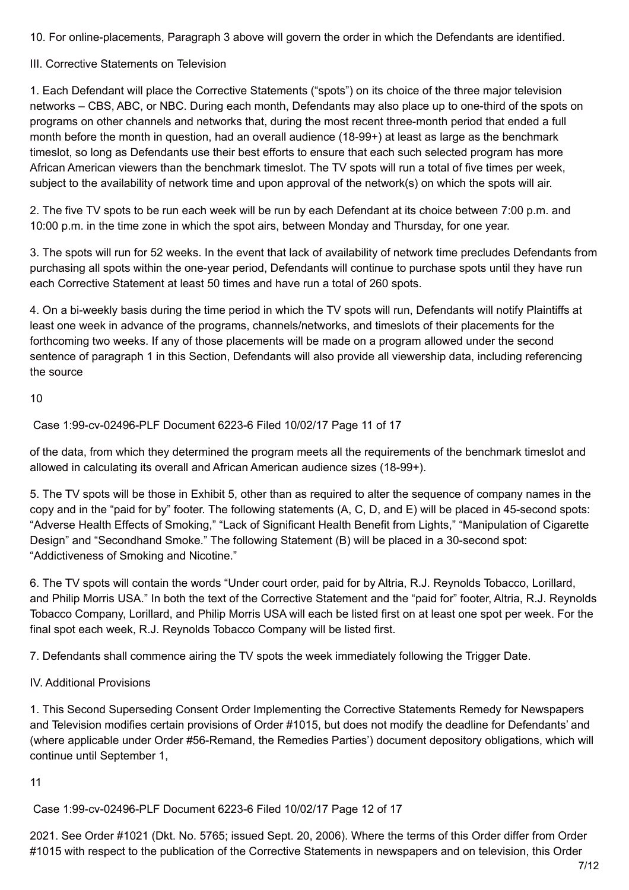10. For online-placements, Paragraph 3 above will govern the order in which the Defendants are identified.

III. Corrective Statements on Television

1. Each Defendant will place the Corrective Statements ("spots") on its choice of the three major television networks – CBS, ABC, or NBC. During each month, Defendants may also place up to one-third of the spots on programs on other channels and networks that, during the most recent three-month period that ended a full month before the month in question, had an overall audience (18-99+) at least as large as the benchmark timeslot, so long as Defendants use their best efforts to ensure that each such selected program has more African American viewers than the benchmark timeslot. The TV spots will run a total of five times per week, subject to the availability of network time and upon approval of the network(s) on which the spots will air.

2. The five TV spots to be run each week will be run by each Defendant at its choice between 7:00 p.m. and 10:00 p.m. in the time zone in which the spot airs, between Monday and Thursday, for one year.

3. The spots will run for 52 weeks. In the event that lack of availability of network time precludes Defendants from purchasing all spots within the one-year period, Defendants will continue to purchase spots until they have run each Corrective Statement at least 50 times and have run a total of 260 spots.

4. On a bi-weekly basis during the time period in which the TV spots will run, Defendants will notify Plaintiffs at least one week in advance of the programs, channels/networks, and timeslots of their placements for the forthcoming two weeks. If any of those placements will be made on a program allowed under the second sentence of paragraph 1 in this Section, Defendants will also provide all viewership data, including referencing the source of the data, from which they determined the program meets all the requirements of the benchmark timeslot and allowed in calculating its overall and African American audience sizes (18-99+).

5. The TV spots will be those in Exhibit 5, other than as required to alter the sequence of company names in the copy and in the "paid for by" footer. The following statements (A, C, D, and E) will be placed in 45-second spots: "Adverse Health Effects of Smoking," "Lack of Significant Health Benefit from Lights," "Manipulation of Cigarette Design" and "Secondhand Smoke." The following Statement (B) will be placed in a 30-second spot: "Addictiveness of Smoking and Nicotine."

6. The TV spots will contain the words "Under court order, paid for by Altria, R.J. Reynolds Tobacco, Lorillard, and Philip Morris USA." In both the text of the Corrective Statement and the "paid for" footer, Altria, R.J. Reynolds Tobacco Company, Lorillard, and Philip Morris USA will each be listed first on at least one spot per week. For the final spot each week, R.J. Reynolds Tobacco Company will be listed first.

7. Defendants shall commence airing the TV spots the week immediately following the Trigger Date.

IV. Additional Provisions

1. This Second Superseding Consent Order Implementing the Corrective Statements Remedy for Newspapers and Television modifies certain provisions of Order #1015, but does not modify the deadline for Defendants' and (where applicable under Order #56-Remand, the Remedies Parties') document depository obligations, which will continue until September 1, 2021. See Order #1021 (Dkt. No. 5765; issued Sept. 20, 2006). Where the terms of this Order differ from Order #1015 with respect to the publication of the Corrective Statements in newspapers and on television, this Order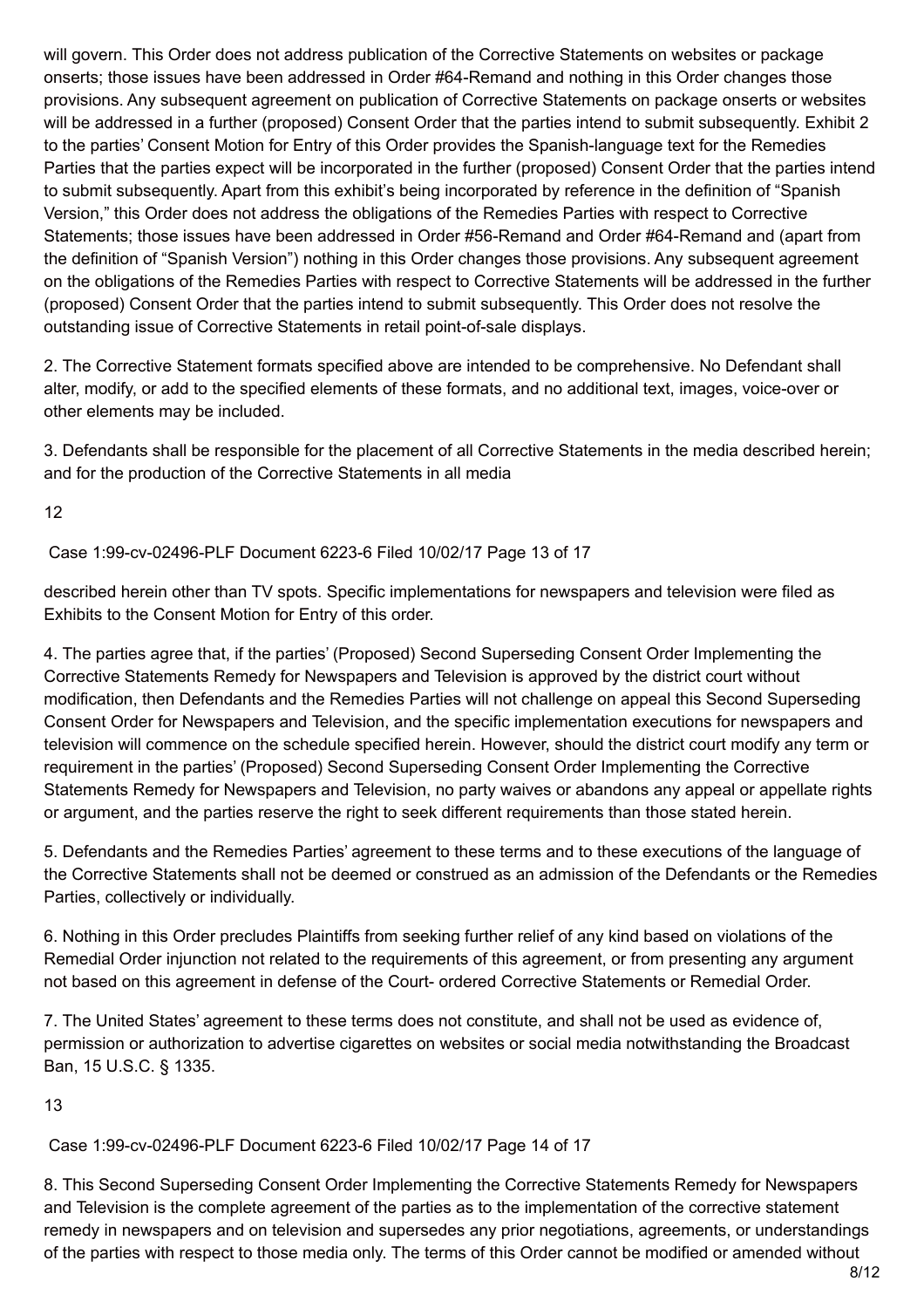will govern. This Order does not address publication of the Corrective Statements on websites or package onserts; those issues have been addressed in Order #64-Remand and nothing in this Order changes those provisions. Any subsequent agreement on publication of Corrective Statements on package onserts or websites will be addressed in a further (proposed) Consent Order that the parties intend to submit subsequently. Exhibit 2 to the parties' Consent Motion for Entry of this Order provides the Spanish-language text for the Remedies Parties that the parties expect will be incorporated in the further (proposed) Consent Order that the parties intend to submit subsequently. Apart from this exhibit's being incorporated by reference in the definition of "Spanish Version," this Order does not address the obligations of the Remedies Parties with respect to Corrective Statements; those issues have been addressed in Order #56-Remand and Order #64-Remand and (apart from the definition of "Spanish Version") nothing in this Order changes those provisions. Any subsequent agreement on the obligations of the Remedies Parties with respect to Corrective Statements will be addressed in the further (proposed) Consent Order that the parties intend to submit subsequently. This Order does not resolve the outstanding issue of Corrective Statements in retail point-of-sale displays.

2. The Corrective Statement formats specified above are intended to be comprehensive. No Defendant shall alter, modify, or add to the specified elements of these formats, and no additional text, images, voice-over or other elements may be included.

3. Defendants shall be responsible for the placement of all Corrective Statements in the media described herein; and for the production of the Corrective Statements in all media described herein other than TV spots. Specific implementations for newspapers and television were filed as Exhibits to the Consent Motion for Entry of this order.

4. The parties agree that, if the parties' (Proposed) Second Superseding Consent Order Implementing the Corrective Statements Remedy for Newspapers and Television is approved by the district court without modification, then Defendants and the Remedies Parties will not challenge on appeal this Second Superseding Consent Order for Newspapers and Television, and the specific implementation executions for newspapers and television will commence on the schedule specified herein. However, should the district court modify any term or requirement in the parties' (Proposed) Second Superseding Consent Order Implementing the Corrective Statements Remedy for Newspapers and Television, no party waives or abandons any appeal or appellate rights or argument, and the parties reserve the right to seek different requirements than those stated herein.

5. Defendants and the Remedies Parties' agreement to these terms and to these executions of the language of the Corrective Statements shall not be deemed or construed as an admission of the Defendants or the Remedies Parties, collectively or individually.

6. Nothing in this Order precludes Plaintiffs from seeking further relief of any kind based on violations of the Remedial Order injunction not related to the requirements of this agreement, or from presenting any argument not based on this agreement in defense of the Court- ordered Corrective Statements or Remedial Order.

7. The United States' agreement to these terms does not constitute, and shall not be used as evidence of, permission or authorization to advertise cigarettes on websites or social media notwithstanding the Broadcast Ban, 15 U.S.C. § 1335.

8. This Second Superseding Consent Order Implementing the Corrective Statements Remedy for Newspapers and Television is the complete agreement of the parties as to the implementation of the corrective statement remedy in newspapers and on television and supersedes any prior negotiations, agreements, or understandings of the parties with respect to those media only. The terms of this Order cannot be modified or amended without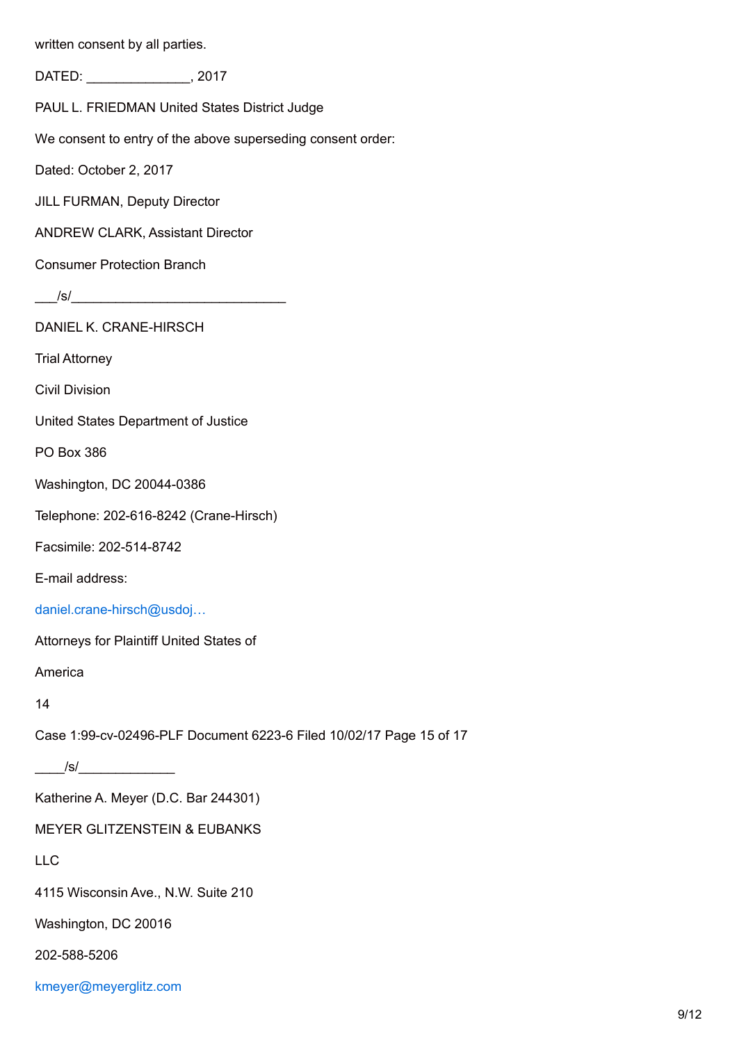written consent by all parties.

DATED: ______________, 2017

PAUL L. FRIEDMAN United States District Judge

We consent to entry of the above superseding consent order:

Dated: October 2, 2017

JILL FURMAN, Deputy Director

ANDREW CLARK, Assistant Director

Consumer Protection Branch

___/s/______________________________

DANIEL K. CRANE-HIRSCH

Trial Attorney

Civil Division

United States Department of Justice

PO Box 386

Washington, DC 20044-0386

Telephone: 202-616-8242 (Crane-Hirsch)

Facsimile: 202-514-8742

E-mail address:

daniel.crane-hirsch@usdoj…

Attorneys for Plaintiff United States of

America

14

Case 1:99-cv-02496-PLF Document 6223-6 Filed 10/02/17 Page 15 of 17

____/s/_____________

Katherine A. Meyer (D.C. Bar 244301)

MEYER GLITZENSTEIN & EUBANKS

LLC

4115 Wisconsin Ave., N.W. Suite 210

Washington, DC 20016

202-588-5206

kmeyer@meyerglitz.com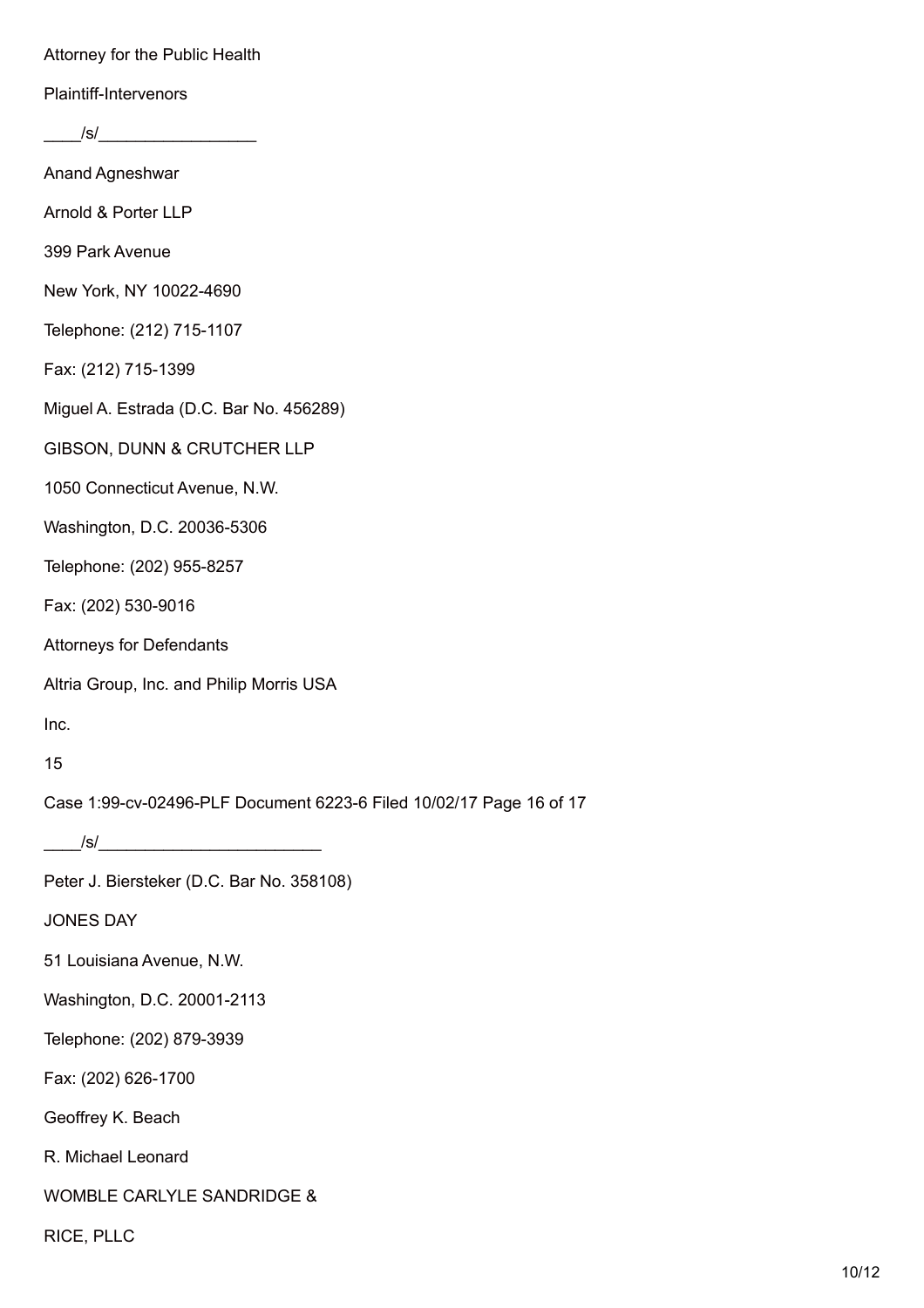Attorney for the Public Health

Plaintiff-Intervenors

____/s/_________________

Anand Agneshwar

Arnold & Porter LLP

399 Park Avenue

New York, NY 10022-4690

Telephone: (212) 715-1107

Fax: (212) 715-1399

Miguel A. Estrada (D.C. Bar No. 456289)

GIBSON, DUNN & CRUTCHER LLP

1050 Connecticut Avenue, N.W.

Washington, D.C. 20036-5306

Telephone: (202) 955-8257

Fax: (202) 530-9016

Attorneys for Defendants

Altria Group, Inc. and Philip Morris USA

Inc.

____/s/________________________

Peter J. Biersteker (D.C. Bar No. 358108)

JONES DAY

51 Louisiana Avenue, N.W.

Washington, D.C. 20001-2113

Telephone: (202) 879-3939

Fax: (202) 626-1700

Geoffrey K. Beach

R. Michael Leonard

WOMBLE CARLYLE SANDRIDGE &

RICE, PLLC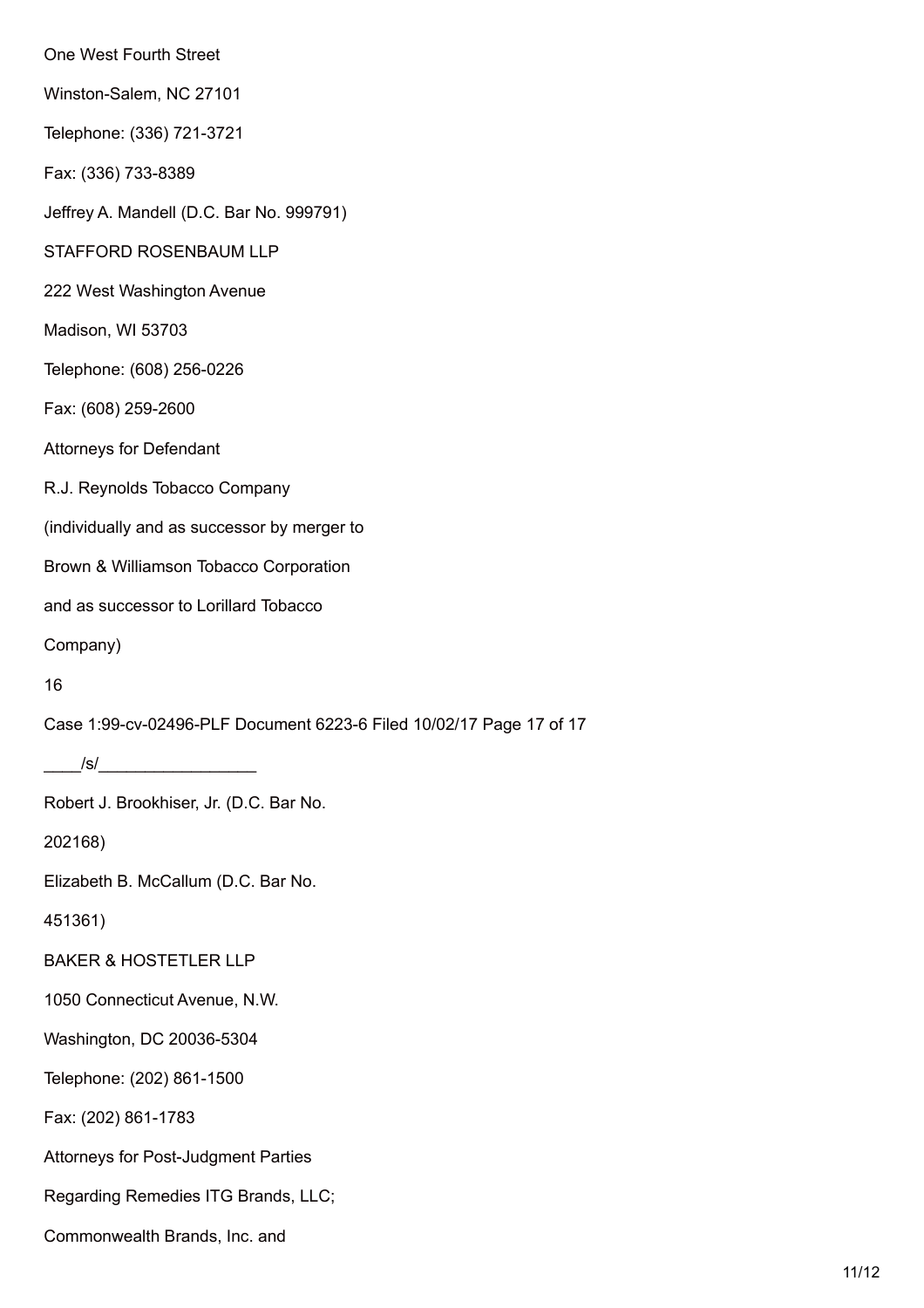One West Fourth Street

Winston-Salem, NC 27101

Telephone: (336) 721-3721

Fax: (336) 733-8389

Jeffrey A. Mandell (D.C. Bar No. 999791)

STAFFORD ROSENBAUM LLP

222 West Washington Avenue

Madison, WI 53703

Telephone: (608) 256-0226

Fax: (608) 259-2600

Attorneys for Defendant

R.J. Reynolds Tobacco Company

(individually and as successor by merger to

Brown & Williamson Tobacco Corporation

and as successor to Lorillard Tobacco

Company)

16

Case 1:99-cv-02496-PLF Document 6223-6 Filed 10/02/17 Page 17 of 17

____/s/_________________

Robert J. Brookhiser, Jr. (D.C. Bar No.

202168)

Elizabeth B. McCallum (D.C. Bar No.

451361)

BAKER & HOSTETLER LLP

1050 Connecticut Avenue, N.W.

Washington, DC 20036-5304

Telephone: (202) 861-1500

Fax: (202) 861-1783

Attorneys for Post-Judgment Parties

Regarding Remedies ITG Brands, LLC;

Commonwealth Brands, Inc. and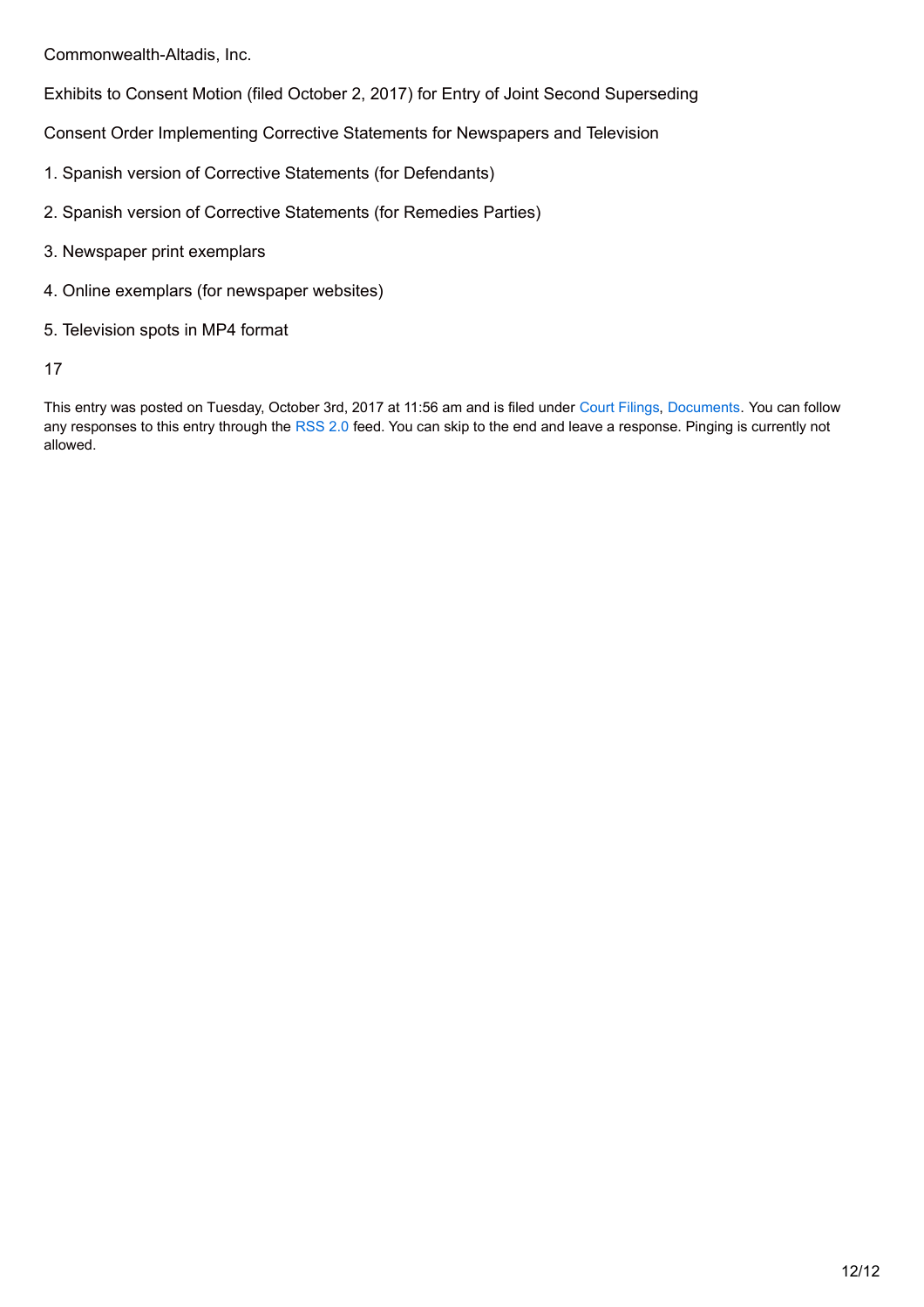Commonwealth-Altadis, Inc.

Exhibits to Consent Motion (filed October 2, 2017) for Entry of Joint Second Superseding

Consent Order Implementing Corrective Statements for Newspapers and Television

1. Spanish version of Corrective Statements (for Defendants)
2. Spanish version of Corrective Statements (for Remedies Parties)
3. Newspaper print exemplars
4. Online exemplars (for newspaper websites)
5. Television spots in MP4 format

This entry was posted on Tuesday, October 3rd, 2017 at 11:56 am and is filed under Court Filings, Documents. You can follow any responses to this entry through the RSS 2.0 feed. You can skip to the end and leave a response. Pinging is currently not allowed.